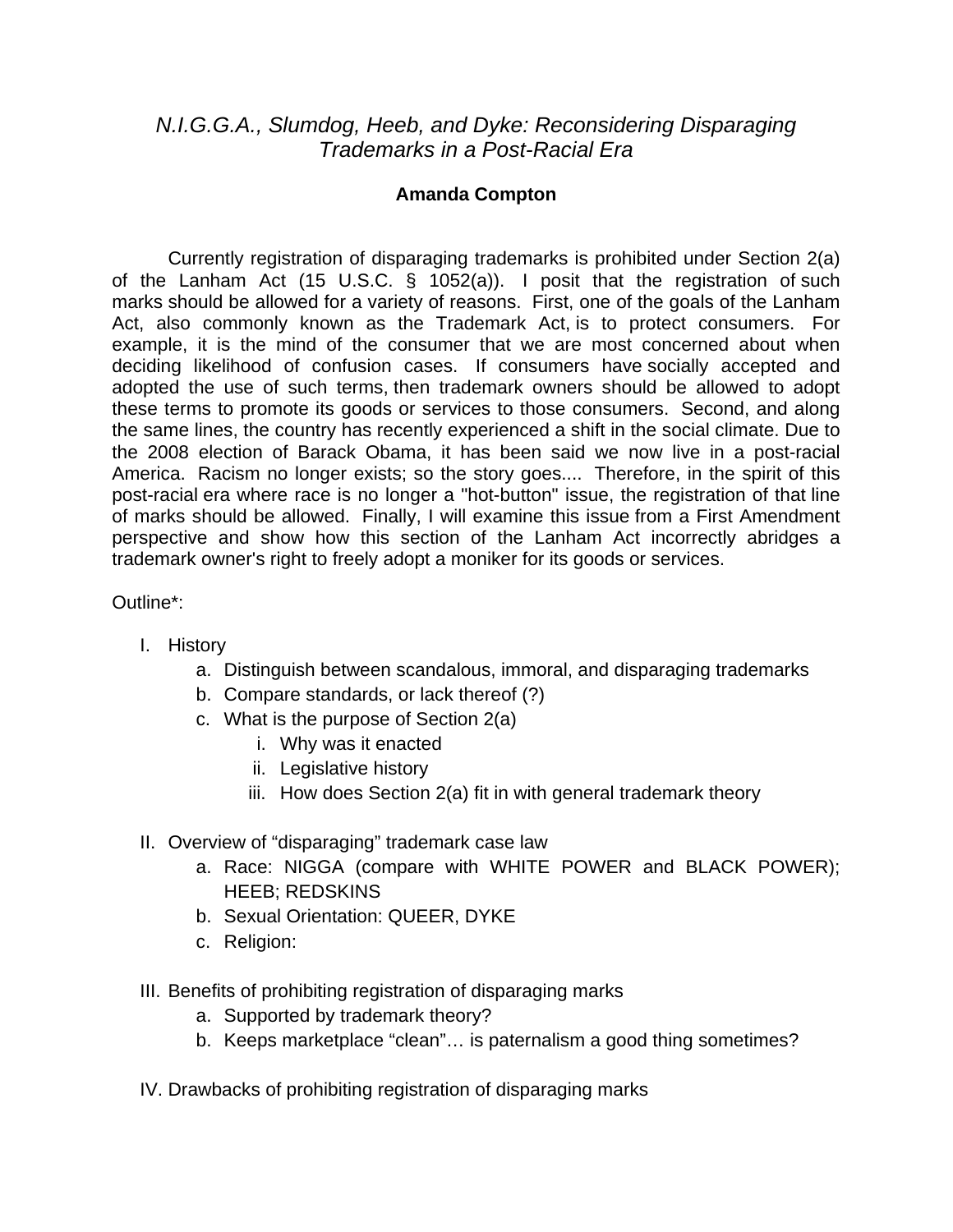# *N.I.G.G.A., Slumdog, Heeb, and Dyke: Reconsidering Disparaging Trademarks in a Post-Racial Era*

**Amanda Compton**

Currently registration of disparaging trademarks is prohibited under Section 2(a) of the Lanham Act (15 U.S.C. § 1052(a)). I posit that the registration of such marks should be allowed for a variety of reasons. First, one of the goals of the Lanham Act, also commonly known as the Trademark Act, is to protect consumers. For example, it is the mind of the consumer that we are most concerned about when deciding likelihood of confusion cases. If consumers have socially accepted and adopted the use of such terms, then trademark owners should be allowed to adopt these terms to promote its goods or services to those consumers. Second, and along the same lines, the country has recently experienced a shift in the social climate. Due to the 2008 election of Barack Obama, it has been said we now live in a post-racial America. Racism no longer exists; so the story goes.... Therefore, in the spirit of this post-racial era where race is no longer a "hot-button" issue, the registration of that line of marks should be allowed. Finally, I will examine this issue from a First Amendment perspective and show how this section of the Lanham Act incorrectly abridges a trademark owner's right to freely adopt a moniker for its goods or services.

Outline*:

I. History
   a. Distinguish between scandalous, immoral, and disparaging trademarks
   b. Compare standards, or lack thereof (?)
   c. What is the purpose of Section 2(a)
      i. Why was it enacted
      ii. Legislative history
      iii. How does Section 2(a) fit in with general trademark theory

II. Overview of "disparaging" trademark case law
   a. Race: NIGGA (compare with WHITE POWER and BLACK POWER); HEEB; REDSKINS
   b. Sexual Orientation: QUEER, DYKE
   c. Religion:

III. Benefits of prohibiting registration of disparaging marks
   a. Supported by trademark theory?
   b. Keeps marketplace "clean"… is paternalism a good thing sometimes?

IV. Drawbacks of prohibiting registration of disparaging marks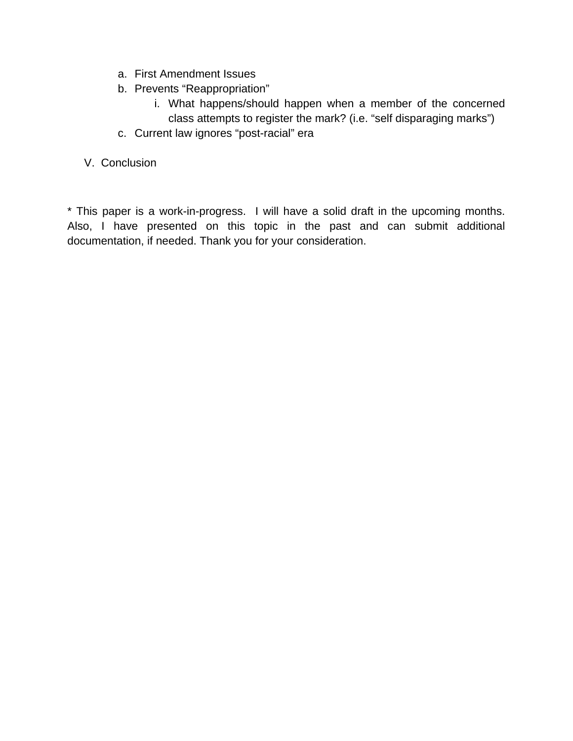a. First Amendment Issues
b. Prevents "Reappropriation"
   i. What happens/should happen when a member of the concerned class attempts to register the mark? (i.e. "self disparaging marks")
c. Current law ignores "post-racial" era

V. Conclusion

* This paper is a work-in-progress. I will have a solid draft in the upcoming months. Also, I have presented on this topic in the past and can submit additional documentation, if needed. Thank you for your consideration.